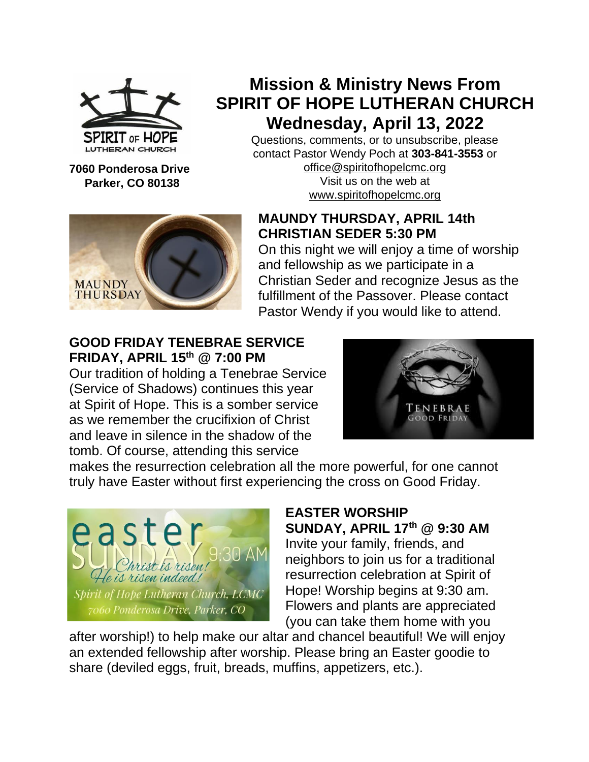# Mission & Ministry News From SPIRIT OF HOPE LUTHERAN CHURCH

## Wednesday, April 13, 2022

**7060 Ponderosa Drive**
**Parker, CO 80138**

Questions, comments, or to unsubscribe, please contact Pastor Wendy Poch at **303-841-3553** or office@spiritofhopelcmc.org
Visit us on the web at www.spiritofhopelcmc.org

### MAUNDY THURSDAY, APRIL 14th CHRISTIAN SEDER 5:30 PM

On this night we will enjoy a time of worship and fellowship as we participate in a Christian Seder and recognize Jesus as the fulfillment of the Passover. Please contact Pastor Wendy if you would like to attend.

### GOOD FRIDAY TENEBRAE SERVICE FRIDAY, APRIL 15th @ 7:00 PM

Our tradition of holding a Tenebrae Service (Service of Shadows) continues this year at Spirit of Hope. This is a somber service as we remember the crucifixion of Christ and leave in silence in the shadow of the tomb. Of course, attending this service makes the resurrection celebration all the more powerful, for one cannot truly have Easter without first experiencing the cross on Good Friday.

### EASTER WORSHIP SUNDAY, APRIL 17th @ 9:30 AM

Invite your family, friends, and neighbors to join us for a traditional resurrection celebration at Spirit of Hope! Worship begins at 9:30 am. Flowers and plants are appreciated (you can take them home with you after worship!) to help make our altar and chancel beautiful! We will enjoy an extended fellowship after worship. Please bring an Easter goodie to share (deviled eggs, fruit, breads, muffins, appetizers, etc.).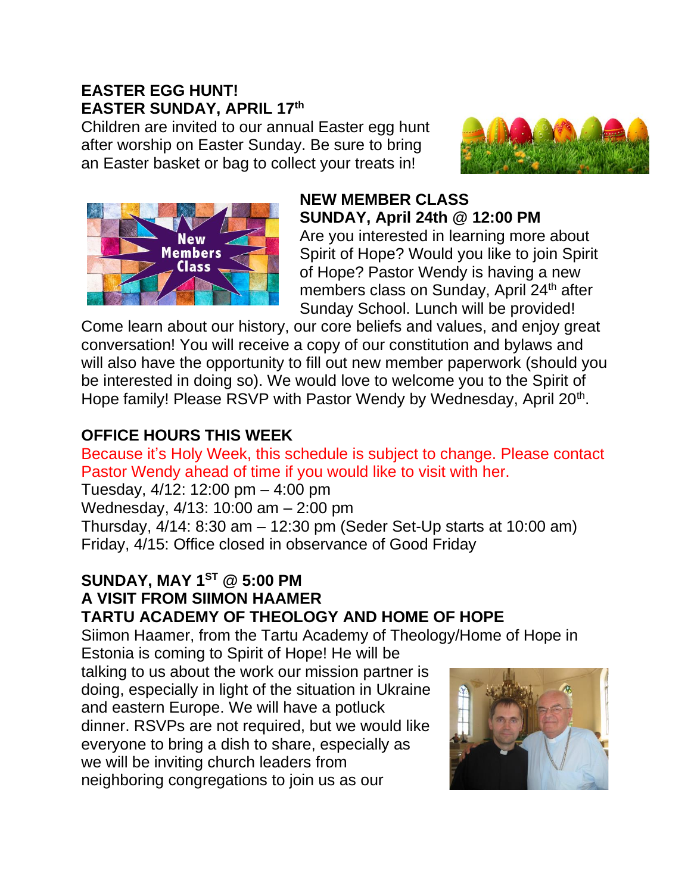**EASTER EGG HUNT!**
**EASTER SUNDAY, APRIL 17th**

Children are invited to our annual Easter egg hunt after worship on Easter Sunday. Be sure to bring an Easter basket or bag to collect your treats in!

**NEW MEMBER CLASS**
**SUNDAY, April 24th @ 12:00 PM**

Are you interested in learning more about Spirit of Hope? Would you like to join Spirit of Hope? Pastor Wendy is having a new members class on Sunday, April 24th after Sunday School. Lunch will be provided! Come learn about our history, our core beliefs and values, and enjoy great conversation! You will receive a copy of our constitution and bylaws and will also have the opportunity to fill out new member paperwork (should you be interested in doing so). We would love to welcome you to the Spirit of Hope family! Please RSVP with Pastor Wendy by Wednesday, April 20th.

**OFFICE HOURS THIS WEEK**

Because it's Holy Week, this schedule is subject to change. Please contact Pastor Wendy ahead of time if you would like to visit with her.

Tuesday, 4/12: 12:00 pm – 4:00 pm
Wednesday, 4/13: 10:00 am – 2:00 pm
Thursday, 4/14: 8:30 am – 12:30 pm (Seder Set-Up starts at 10:00 am)
Friday, 4/15: Office closed in observance of Good Friday

**SUNDAY, MAY 1ST @ 5:00 PM**
**A VISIT FROM SIIMON HAAMER**
**TARTU ACADEMY OF THEOLOGY AND HOME OF HOPE**

Siimon Haamer, from the Tartu Academy of Theology/Home of Hope in Estonia is coming to Spirit of Hope! He will be talking to us about the work our mission partner is doing, especially in light of the situation in Ukraine and eastern Europe. We will have a potluck dinner. RSVPs are not required, but we would like everyone to bring a dish to share, especially as we will be inviting church leaders from neighboring congregations to join us as our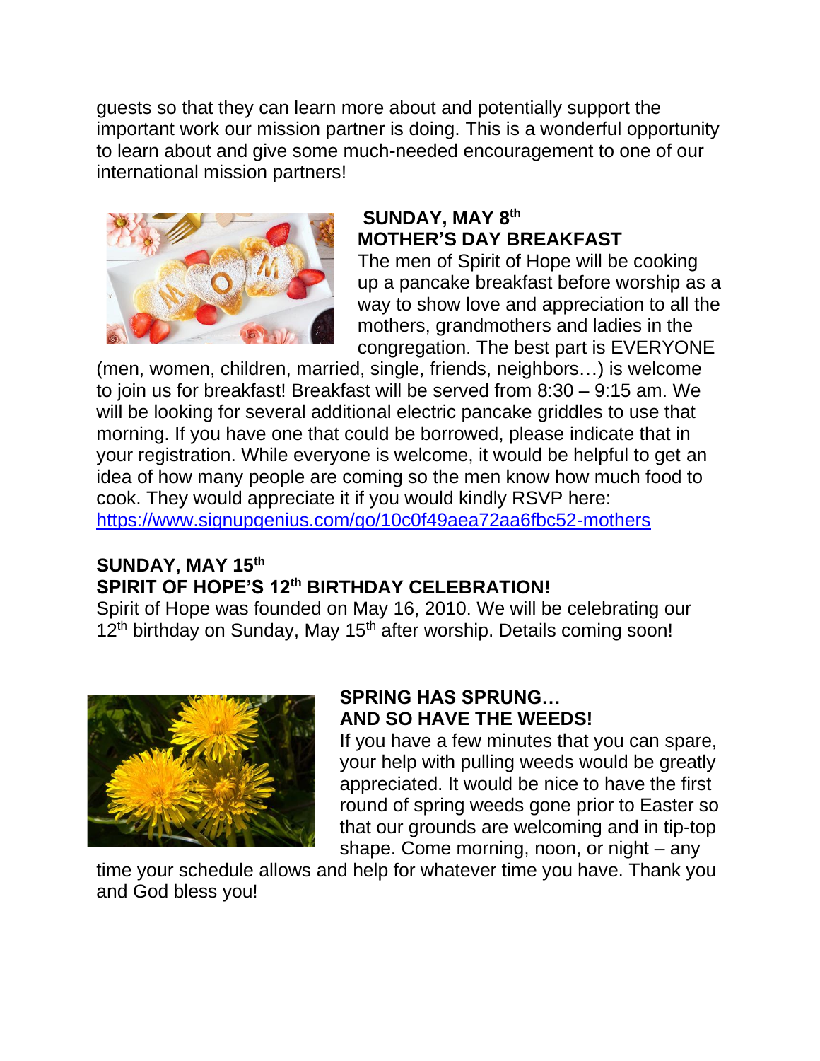guests so that they can learn more about and potentially support the important work our mission partner is doing. This is a wonderful opportunity to learn about and give some much-needed encouragement to one of our international mission partners!

**SUNDAY, MAY 8th**
**MOTHER'S DAY BREAKFAST**

The men of Spirit of Hope will be cooking up a pancake breakfast before worship as a way to show love and appreciation to all the mothers, grandmothers and ladies in the congregation. The best part is EVERYONE (men, women, children, married, single, friends, neighbors…) is welcome to join us for breakfast! Breakfast will be served from 8:30 – 9:15 am. We will be looking for several additional electric pancake griddles to use that morning. If you have one that could be borrowed, please indicate that in your registration. While everyone is welcome, it would be helpful to get an idea of how many people are coming so the men know how much food to cook. They would appreciate it if you would kindly RSVP here: https://www.signupgenius.com/go/10c0f49aea72aa6fbc52-mothers

**SUNDAY, MAY 15th**
**SPIRIT OF HOPE'S 12th BIRTHDAY CELEBRATION!**

Spirit of Hope was founded on May 16, 2010. We will be celebrating our 12th birthday on Sunday, May 15th after worship. Details coming soon!

**SPRING HAS SPRUNG…**
**AND SO HAVE THE WEEDS!**

If you have a few minutes that you can spare, your help with pulling weeds would be greatly appreciated. It would be nice to have the first round of spring weeds gone prior to Easter so that our grounds are welcoming and in tip-top shape. Come morning, noon, or night – any time your schedule allows and help for whatever time you have. Thank you and God bless you!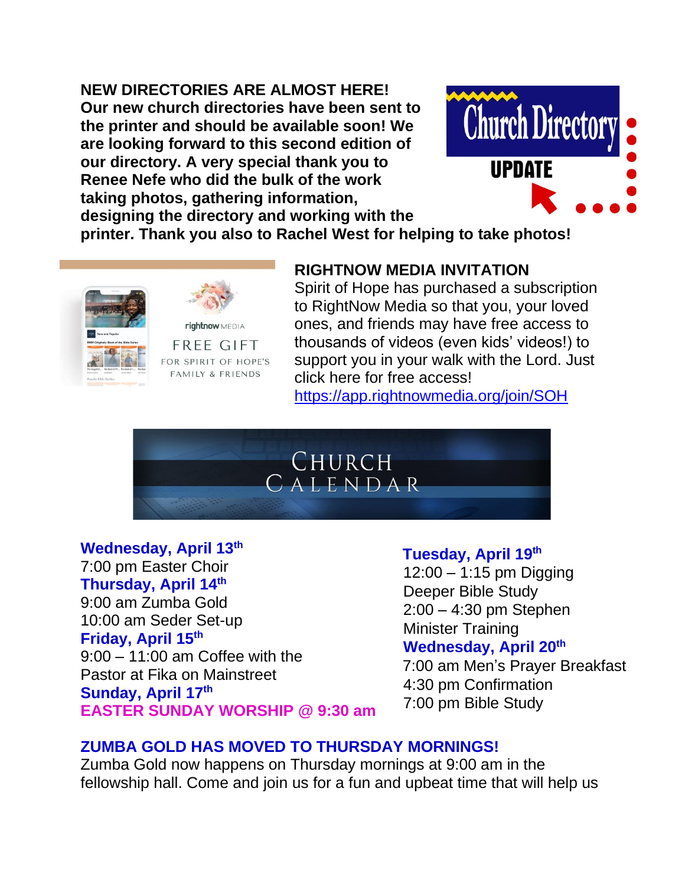**NEW DIRECTORIES ARE ALMOST HERE!**

**Our new church directories have been sent to the printer and should be available soon! We are looking forward to this second edition of our directory. A very special thank you to Renee Nefe who did the bulk of the work taking photos, gathering information, designing the directory and working with the printer. Thank you also to Rachel West for helping to take photos!**

**RIGHTNOW MEDIA INVITATION**

Spirit of Hope has purchased a subscription to RightNow Media so that you, your loved ones, and friends may have free access to thousands of videos (even kids' videos!) to support you in your walk with the Lord. Just click here for free access!
https://app.rightnowmedia.org/join/SOH

## CHURCH CALENDAR

**Wednesday, April 13th**
7:00 pm Easter Choir

**Thursday, April 14th**
9:00 am Zumba Gold
10:00 am Seder Set-up

**Friday, April 15th**
9:00 – 11:00 am Coffee with the Pastor at Fika on Mainstreet

**Sunday, April 17th**
**EASTER SUNDAY WORSHIP @ 9:30 am**

**Tuesday, April 19th**
12:00 – 1:15 pm Digging Deeper Bible Study
2:00 – 4:30 pm Stephen Minister Training

**Wednesday, April 20th**
7:00 am Men's Prayer Breakfast
4:30 pm Confirmation
7:00 pm Bible Study

**ZUMBA GOLD HAS MOVED TO THURSDAY MORNINGS!**

Zumba Gold now happens on Thursday mornings at 9:00 am in the fellowship hall. Come and join us for a fun and upbeat time that will help us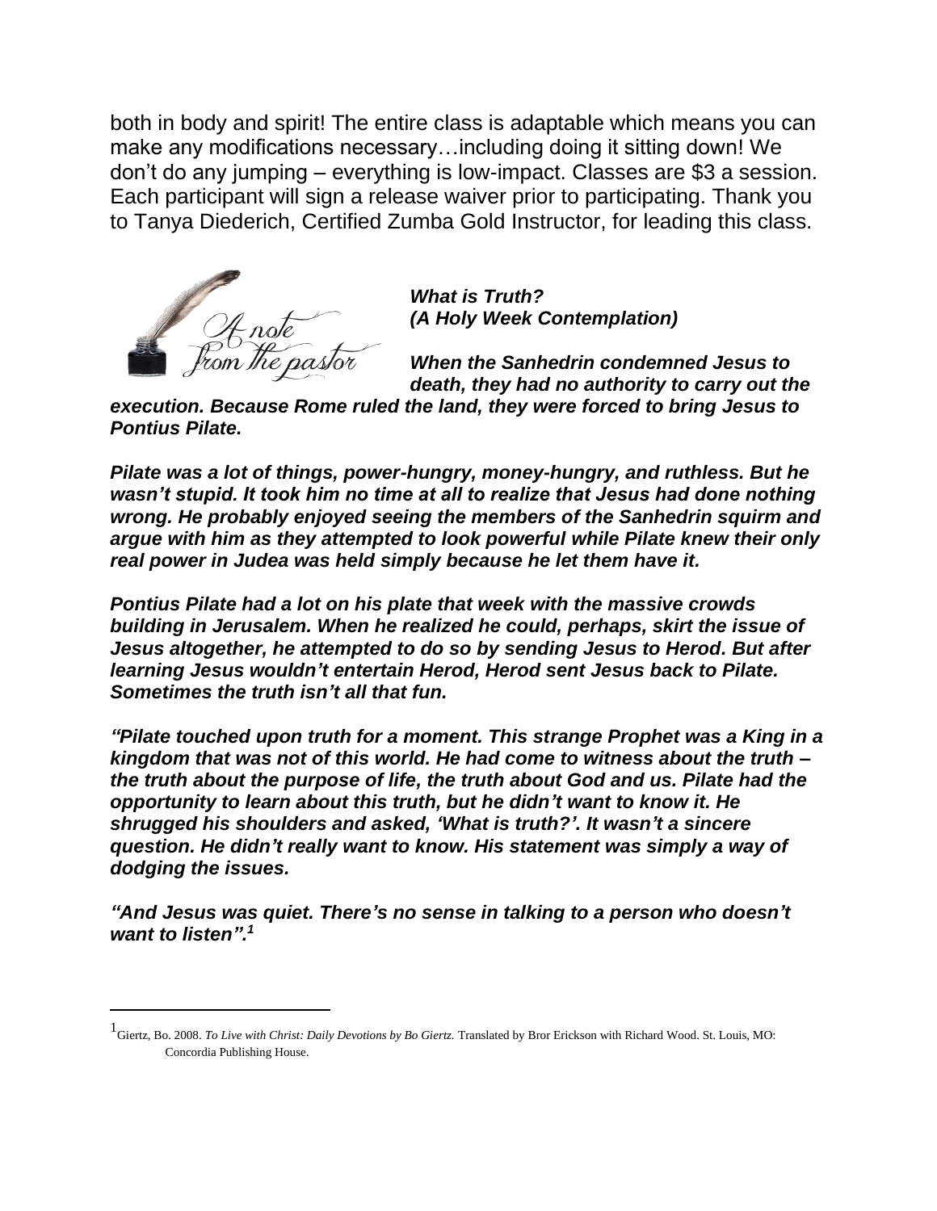both in body and spirit! The entire class is adaptable which means you can make any modifications necessary…including doing it sitting down! We don't do any jumping – everything is low-impact. Classes are $3 a session. Each participant will sign a release waiver prior to participating. Thank you to Tanya Diederich, Certified Zumba Gold Instructor, for leading this class.

A note from the pastor

***What is Truth?***
***(A Holy Week Contemplation)***

***When the Sanhedrin condemned Jesus to death, they had no authority to carry out the execution. Because Rome ruled the land, they were forced to bring Jesus to Pontius Pilate.***

***Pilate was a lot of things, power-hungry, money-hungry, and ruthless. But he wasn't stupid. It took him no time at all to realize that Jesus had done nothing wrong. He probably enjoyed seeing the members of the Sanhedrin squirm and argue with him as they attempted to look powerful while Pilate knew their only real power in Judea was held simply because he let them have it.***

***Pontius Pilate had a lot on his plate that week with the massive crowds building in Jerusalem. When he realized he could, perhaps, skirt the issue of Jesus altogether, he attempted to do so by sending Jesus to Herod. But after learning Jesus wouldn't entertain Herod, Herod sent Jesus back to Pilate. Sometimes the truth isn't all that fun.***

***"Pilate touched upon truth for a moment. This strange Prophet was a King in a kingdom that was not of this world. He had come to witness about the truth – the truth about the purpose of life, the truth about God and us. Pilate had the opportunity to learn about this truth, but he didn't want to know it. He shrugged his shoulders and asked, 'What is truth?'. It wasn't a sincere question. He didn't really want to know. His statement was simply a way of dodging the issues.***

***"And Jesus was quiet. There's no sense in talking to a person who doesn't want to listen".[1]***

---

[1] Giertz, Bo. 2008. *To Live with Christ: Daily Devotions by Bo Giertz.* Translated by Bror Erickson with Richard Wood. St. Louis, MO: Concordia Publishing House.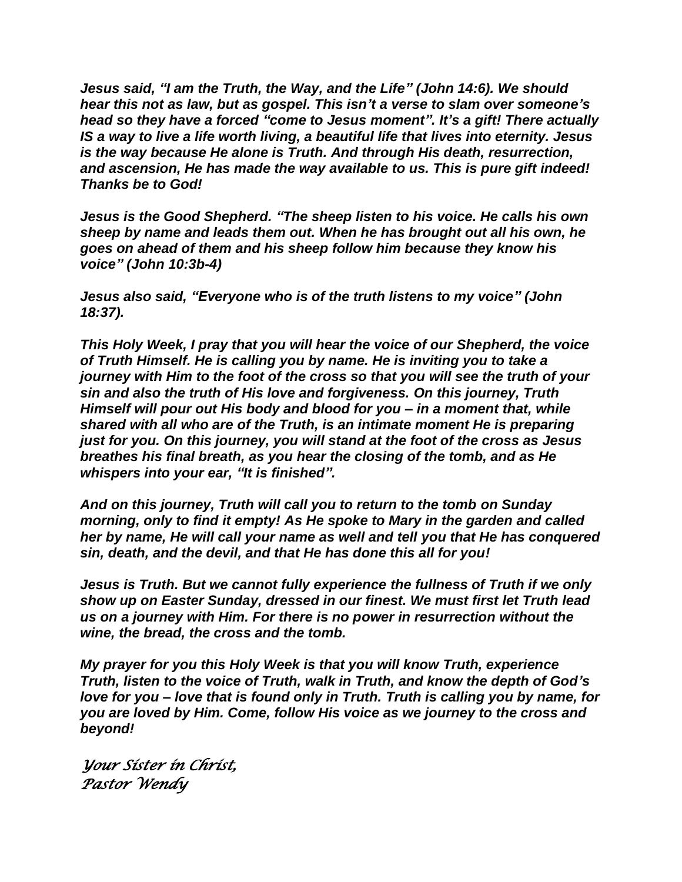***Jesus said, "I am the Truth, the Way, and the Life" (John 14:6). We should hear this not as law, but as gospel. This isn't a verse to slam over someone's head so they have a forced "come to Jesus moment". It's a gift! There actually IS a way to live a life worth living, a beautiful life that lives into eternity. Jesus is the way because He alone is Truth. And through His death, resurrection, and ascension, He has made the way available to us. This is pure gift indeed! Thanks be to God!***

***Jesus is the Good Shepherd. "The sheep listen to his voice. He calls his own sheep by name and leads them out. When he has brought out all his own, he goes on ahead of them and his sheep follow him because they know his voice" (John 10:3b-4)***

***Jesus also said, "Everyone who is of the truth listens to my voice" (John 18:37).***

***This Holy Week, I pray that you will hear the voice of our Shepherd, the voice of Truth Himself. He is calling you by name. He is inviting you to take a journey with Him to the foot of the cross so that you will see the truth of your sin and also the truth of His love and forgiveness. On this journey, Truth Himself will pour out His body and blood for you – in a moment that, while shared with all who are of the Truth, is an intimate moment He is preparing just for you. On this journey, you will stand at the foot of the cross as Jesus breathes his final breath, as you hear the closing of the tomb, and as He whispers into your ear, "It is finished".***

***And on this journey, Truth will call you to return to the tomb on Sunday morning, only to find it empty! As He spoke to Mary in the garden and called her by name, He will call your name as well and tell you that He has conquered sin, death, and the devil, and that He has done this all for you!***

***Jesus is Truth. But we cannot fully experience the fullness of Truth if we only show up on Easter Sunday, dressed in our finest. We must first let Truth lead us on a journey with Him. For there is no power in resurrection without the wine, the bread, the cross and the tomb.***

***My prayer for you this Holy Week is that you will know Truth, experience Truth, listen to the voice of Truth, walk in Truth, and know the depth of God's love for you – love that is found only in Truth. Truth is calling you by name, for you are loved by Him. Come, follow His voice as we journey to the cross and beyond!***

*Your Sister in Christ,*
*Pastor Wendy*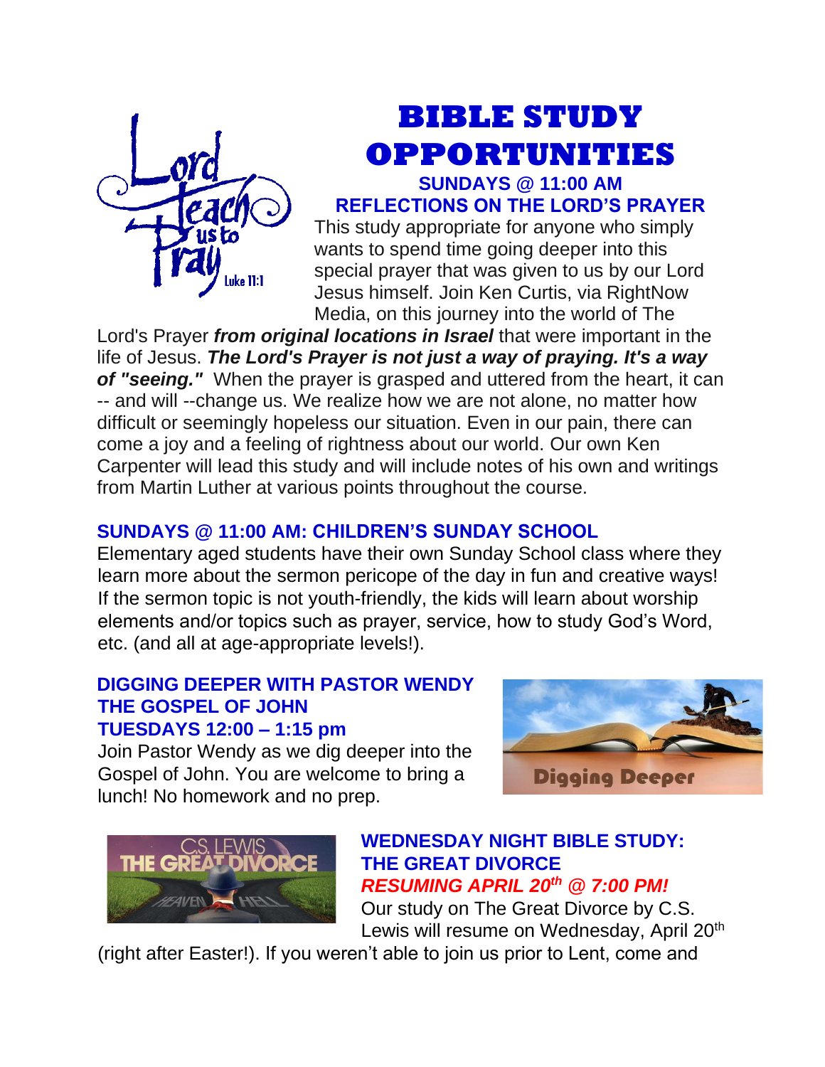# BIBLE STUDY OPPORTUNITIES

### SUNDAYS @ 11:00 AM
### REFLECTIONS ON THE LORD'S PRAYER

This study appropriate for anyone who simply wants to spend time going deeper into this special prayer that was given to us by our Lord Jesus himself. Join Ken Curtis, via RightNow Media, on this journey into the world of The Lord's Prayer ***from original locations in Israel*** that were important in the life of Jesus. ***The Lord's Prayer is not just a way of praying. It's a way of "seeing."*** When the prayer is grasped and uttered from the heart, it can -- and will --change us. We realize how we are not alone, no matter how difficult or seemingly hopeless our situation. Even in our pain, there can come a joy and a feeling of rightness about our world. Our own Ken Carpenter will lead this study and will include notes of his own and writings from Martin Luther at various points throughout the course.

### SUNDAYS @ 11:00 AM: CHILDREN'S SUNDAY SCHOOL

Elementary aged students have their own Sunday School class where they learn more about the sermon pericope of the day in fun and creative ways! If the sermon topic is not youth-friendly, the kids will learn about worship elements and/or topics such as prayer, service, how to study God's Word, etc. (and all at age-appropriate levels!).

### DIGGING DEEPER WITH PASTOR WENDY
### THE GOSPEL OF JOHN
### TUESDAYS 12:00 – 1:15 pm

Join Pastor Wendy as we dig deeper into the Gospel of John. You are welcome to bring a lunch! No homework and no prep.

### WEDNESDAY NIGHT BIBLE STUDY: THE GREAT DIVORCE
***RESUMING APRIL 20th @ 7:00 PM!***

Our study on The Great Divorce by C.S. Lewis will resume on Wednesday, April 20th (right after Easter!). If you weren't able to join us prior to Lent, come and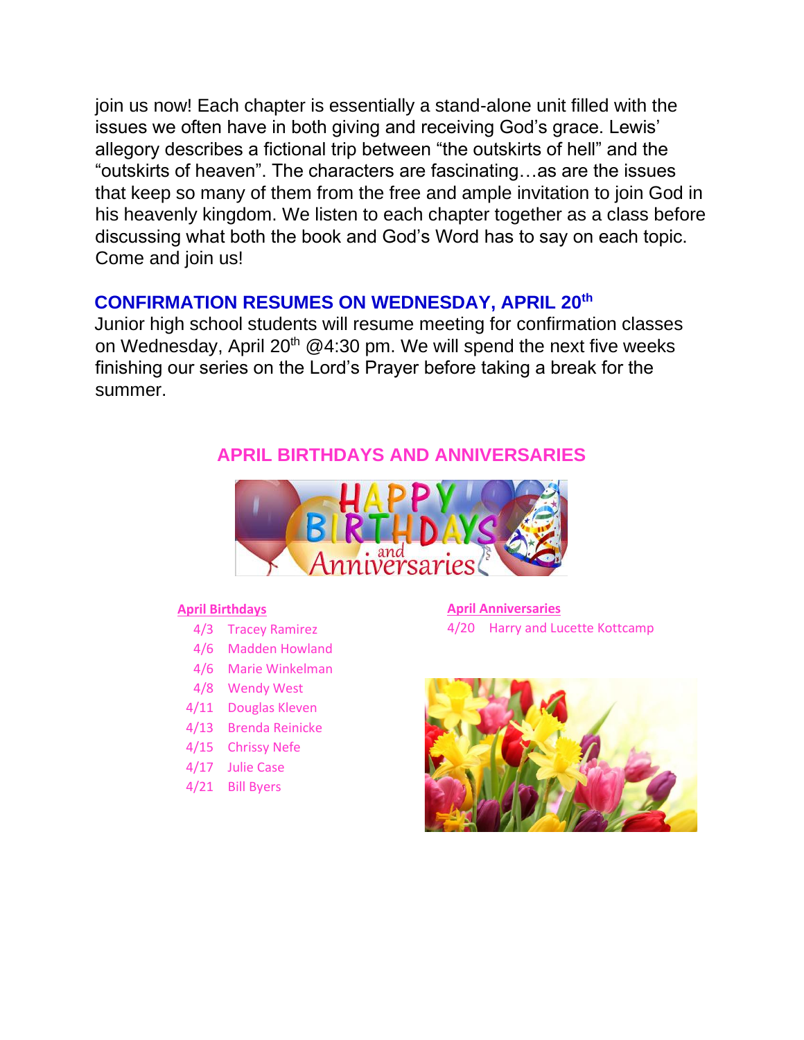join us now! Each chapter is essentially a stand-alone unit filled with the issues we often have in both giving and receiving God's grace. Lewis' allegory describes a fictional trip between "the outskirts of hell" and the "outskirts of heaven". The characters are fascinating…as are the issues that keep so many of them from the free and ample invitation to join God in his heavenly kingdom. We listen to each chapter together as a class before discussing what both the book and God's Word has to say on each topic. Come and join us!

## CONFIRMATION RESUMES ON WEDNESDAY, APRIL 20th

Junior high school students will resume meeting for confirmation classes on Wednesday, April 20th @4:30 pm. We will spend the next five weeks finishing our series on the Lord's Prayer before taking a break for the summer.

## APRIL BIRTHDAYS AND ANNIVERSARIES

**April Birthdays**

- 4/3 Tracey Ramirez
- 4/6 Madden Howland
- 4/6 Marie Winkelman
- 4/8 Wendy West
- 4/11 Douglas Kleven
- 4/13 Brenda Reinicke
- 4/15 Chrissy Nefe
- 4/17 Julie Case
- 4/21 Bill Byers

**April Anniversaries**

- 4/20 Harry and Lucette Kottcamp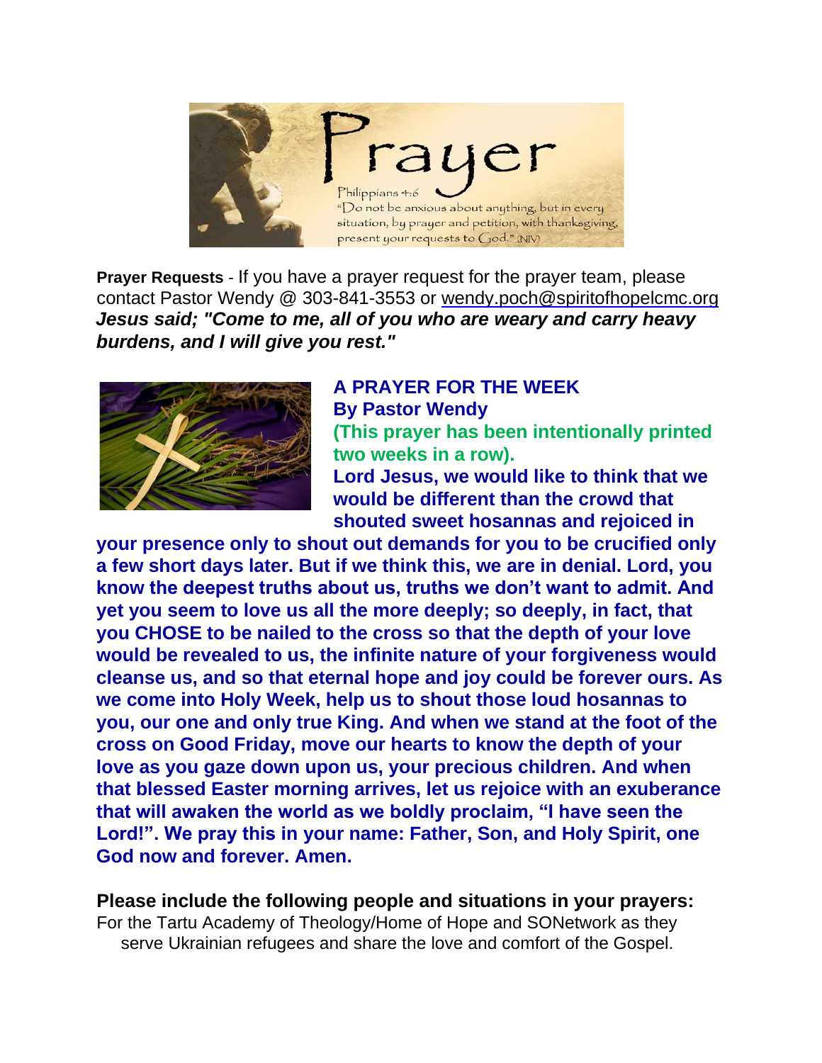**Prayer Requests** - If you have a prayer request for the prayer team, please contact Pastor Wendy @ 303-841-3553 or wendy.poch@spiritofhopelcmc.org

***Jesus said; "Come to me, all of you who are weary and carry heavy burdens, and I will give you rest."***

**A PRAYER FOR THE WEEK**
**By Pastor Wendy**
**(This prayer has been intentionally printed two weeks in a row).**

**Lord Jesus, we would like to think that we would be different than the crowd that shouted sweet hosannas and rejoiced in your presence only to shout out demands for you to be crucified only a few short days later. But if we think this, we are in denial. Lord, you know the deepest truths about us, truths we don't want to admit. And yet you seem to love us all the more deeply; so deeply, in fact, that you CHOSE to be nailed to the cross so that the depth of your love would be revealed to us, the infinite nature of your forgiveness would cleanse us, and so that eternal hope and joy could be forever ours. As we come into Holy Week, help us to shout those loud hosannas to you, our one and only true King. And when we stand at the foot of the cross on Good Friday, move our hearts to know the depth of your love as you gaze down upon us, your precious children. And when that blessed Easter morning arrives, let us rejoice with an exuberance that will awaken the world as we boldly proclaim, "I have seen the Lord!". We pray this in your name: Father, Son, and Holy Spirit, one God now and forever. Amen.**

**Please include the following people and situations in your prayers:**

For the Tartu Academy of Theology/Home of Hope and SONetwork as they serve Ukrainian refugees and share the love and comfort of the Gospel.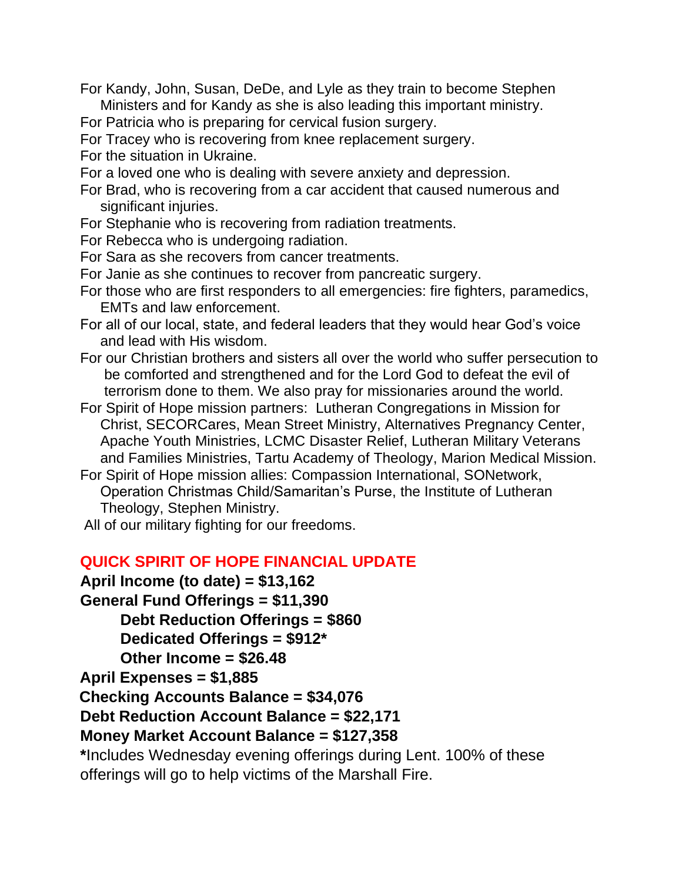For Kandy, John, Susan, DeDe, and Lyle as they train to become Stephen Ministers and for Kandy as she is also leading this important ministry.
For Patricia who is preparing for cervical fusion surgery.
For Tracey who is recovering from knee replacement surgery.
For the situation in Ukraine.
For a loved one who is dealing with severe anxiety and depression.
For Brad, who is recovering from a car accident that caused numerous and significant injuries.
For Stephanie who is recovering from radiation treatments.
For Rebecca who is undergoing radiation.
For Sara as she recovers from cancer treatments.
For Janie as she continues to recover from pancreatic surgery.
For those who are first responders to all emergencies: fire fighters, paramedics, EMTs and law enforcement.
For all of our local, state, and federal leaders that they would hear God's voice and lead with His wisdom.
For our Christian brothers and sisters all over the world who suffer persecution to be comforted and strengthened and for the Lord God to defeat the evil of terrorism done to them. We also pray for missionaries around the world.
For Spirit of Hope mission partners: Lutheran Congregations in Mission for Christ, SECORCares, Mean Street Ministry, Alternatives Pregnancy Center, Apache Youth Ministries, LCMC Disaster Relief, Lutheran Military Veterans and Families Ministries, Tartu Academy of Theology, Marion Medical Mission.
For Spirit of Hope mission allies: Compassion International, SONetwork, Operation Christmas Child/Samaritan's Purse, the Institute of Lutheran Theology, Stephen Ministry.
All of our military fighting for our freedoms.

## QUICK SPIRIT OF HOPE FINANCIAL UPDATE

**April Income (to date) = $13,162**
**General Fund Offerings = $11,390**
- **Debt Reduction Offerings = $860**
- **Dedicated Offerings = $912***
- **Other Income = $26.48**

**April Expenses = $1,885**
**Checking Accounts Balance = $34,076**
**Debt Reduction Account Balance = $22,171**
**Money Market Account Balance = $127,358**

**\***Includes Wednesday evening offerings during Lent. 100% of these offerings will go to help victims of the Marshall Fire.